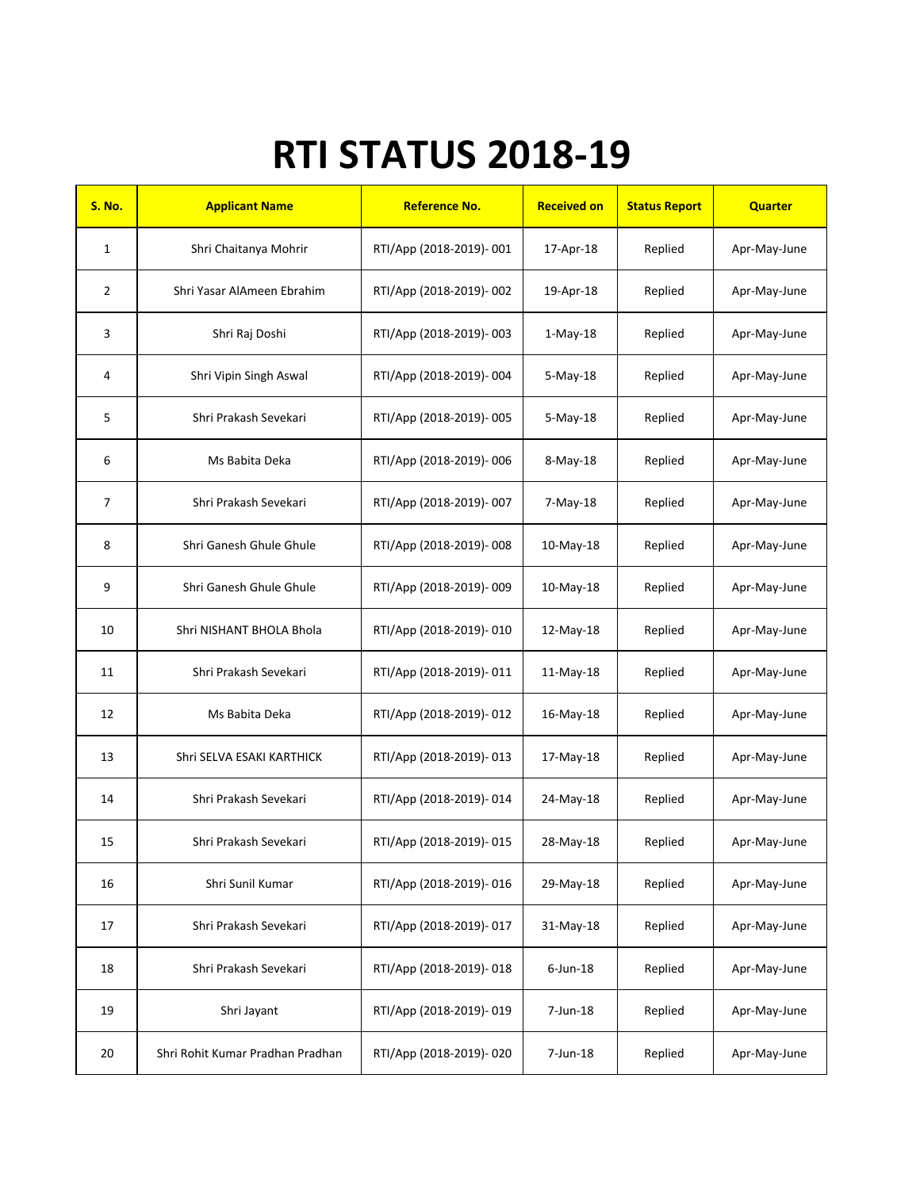# RTI STATUS 2018-19

| S. No. | Applicant Name | Reference No. | Received on | Status Report | Quarter |
|---|---|---|---|---|---|
| 1 | Shri Chaitanya Mohrir | RTI/App (2018-2019)- 001 | 17-Apr-18 | Replied | Apr-May-June |
| 2 | Shri Yasar AlAmeen Ebrahim | RTI/App (2018-2019)- 002 | 19-Apr-18 | Replied | Apr-May-June |
| 3 | Shri Raj Doshi | RTI/App (2018-2019)- 003 | 1-May-18 | Replied | Apr-May-June |
| 4 | Shri Vipin Singh Aswal | RTI/App (2018-2019)- 004 | 5-May-18 | Replied | Apr-May-June |
| 5 | Shri Prakash Sevekari | RTI/App (2018-2019)- 005 | 5-May-18 | Replied | Apr-May-June |
| 6 | Ms Babita Deka | RTI/App (2018-2019)- 006 | 8-May-18 | Replied | Apr-May-June |
| 7 | Shri Prakash Sevekari | RTI/App (2018-2019)- 007 | 7-May-18 | Replied | Apr-May-June |
| 8 | Shri Ganesh Ghule Ghule | RTI/App (2018-2019)- 008 | 10-May-18 | Replied | Apr-May-June |
| 9 | Shri Ganesh Ghule Ghule | RTI/App (2018-2019)- 009 | 10-May-18 | Replied | Apr-May-June |
| 10 | Shri NISHANT BHOLA Bhola | RTI/App (2018-2019)- 010 | 12-May-18 | Replied | Apr-May-June |
| 11 | Shri Prakash Sevekari | RTI/App (2018-2019)- 011 | 11-May-18 | Replied | Apr-May-June |
| 12 | Ms Babita Deka | RTI/App (2018-2019)- 012 | 16-May-18 | Replied | Apr-May-June |
| 13 | Shri SELVA ESAKI KARTHICK | RTI/App (2018-2019)- 013 | 17-May-18 | Replied | Apr-May-June |
| 14 | Shri Prakash Sevekari | RTI/App (2018-2019)- 014 | 24-May-18 | Replied | Apr-May-June |
| 15 | Shri Prakash Sevekari | RTI/App (2018-2019)- 015 | 28-May-18 | Replied | Apr-May-June |
| 16 | Shri Sunil Kumar | RTI/App (2018-2019)- 016 | 29-May-18 | Replied | Apr-May-June |
| 17 | Shri Prakash Sevekari | RTI/App (2018-2019)- 017 | 31-May-18 | Replied | Apr-May-June |
| 18 | Shri Prakash Sevekari | RTI/App (2018-2019)- 018 | 6-Jun-18 | Replied | Apr-May-June |
| 19 | Shri Jayant | RTI/App (2018-2019)- 019 | 7-Jun-18 | Replied | Apr-May-June |
| 20 | Shri Rohit Kumar Pradhan Pradhan | RTI/App (2018-2019)- 020 | 7-Jun-18 | Replied | Apr-May-June |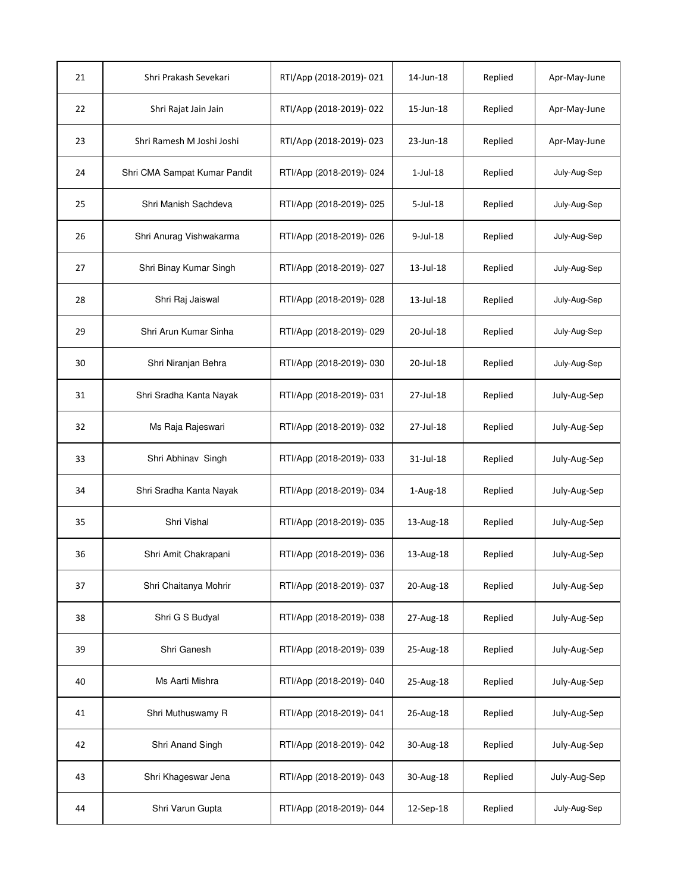| 21 | Shri Prakash Sevekari | RTI/App (2018-2019)- 021 | 14-Jun-18 | Replied | Apr-May-June |
|---|---|---|---|---|---|
| 22 | Shri Rajat Jain Jain | RTI/App (2018-2019)- 022 | 15-Jun-18 | Replied | Apr-May-June |
| 23 | Shri Ramesh M Joshi Joshi | RTI/App (2018-2019)- 023 | 23-Jun-18 | Replied | Apr-May-June |
| 24 | Shri CMA Sampat Kumar Pandit | RTI/App (2018-2019)- 024 | 1-Jul-18 | Replied | July-Aug-Sep |
| 25 | Shri Manish Sachdeva | RTI/App (2018-2019)- 025 | 5-Jul-18 | Replied | July-Aug-Sep |
| 26 | Shri Anurag Vishwakarma | RTI/App (2018-2019)- 026 | 9-Jul-18 | Replied | July-Aug-Sep |
| 27 | Shri Binay Kumar Singh | RTI/App (2018-2019)- 027 | 13-Jul-18 | Replied | July-Aug-Sep |
| 28 | Shri Raj Jaiswal | RTI/App (2018-2019)- 028 | 13-Jul-18 | Replied | July-Aug-Sep |
| 29 | Shri Arun Kumar Sinha | RTI/App (2018-2019)- 029 | 20-Jul-18 | Replied | July-Aug-Sep |
| 30 | Shri Niranjan Behra | RTI/App (2018-2019)- 030 | 20-Jul-18 | Replied | July-Aug-Sep |
| 31 | Shri Sradha Kanta Nayak | RTI/App (2018-2019)- 031 | 27-Jul-18 | Replied | July-Aug-Sep |
| 32 | Ms Raja Rajeswari | RTI/App (2018-2019)- 032 | 27-Jul-18 | Replied | July-Aug-Sep |
| 33 | Shri Abhinav Singh | RTI/App (2018-2019)- 033 | 31-Jul-18 | Replied | July-Aug-Sep |
| 34 | Shri Sradha Kanta Nayak | RTI/App (2018-2019)- 034 | 1-Aug-18 | Replied | July-Aug-Sep |
| 35 | Shri Vishal | RTI/App (2018-2019)- 035 | 13-Aug-18 | Replied | July-Aug-Sep |
| 36 | Shri Amit Chakrapani | RTI/App (2018-2019)- 036 | 13-Aug-18 | Replied | July-Aug-Sep |
| 37 | Shri Chaitanya Mohrir | RTI/App (2018-2019)- 037 | 20-Aug-18 | Replied | July-Aug-Sep |
| 38 | Shri G S Budyal | RTI/App (2018-2019)- 038 | 27-Aug-18 | Replied | July-Aug-Sep |
| 39 | Shri Ganesh | RTI/App (2018-2019)- 039 | 25-Aug-18 | Replied | July-Aug-Sep |
| 40 | Ms Aarti Mishra | RTI/App (2018-2019)- 040 | 25-Aug-18 | Replied | July-Aug-Sep |
| 41 | Shri Muthuswamy R | RTI/App (2018-2019)- 041 | 26-Aug-18 | Replied | July-Aug-Sep |
| 42 | Shri Anand Singh | RTI/App (2018-2019)- 042 | 30-Aug-18 | Replied | July-Aug-Sep |
| 43 | Shri Khageswar Jena | RTI/App (2018-2019)- 043 | 30-Aug-18 | Replied | July-Aug-Sep |
| 44 | Shri Varun Gupta | RTI/App (2018-2019)- 044 | 12-Sep-18 | Replied | July-Aug-Sep |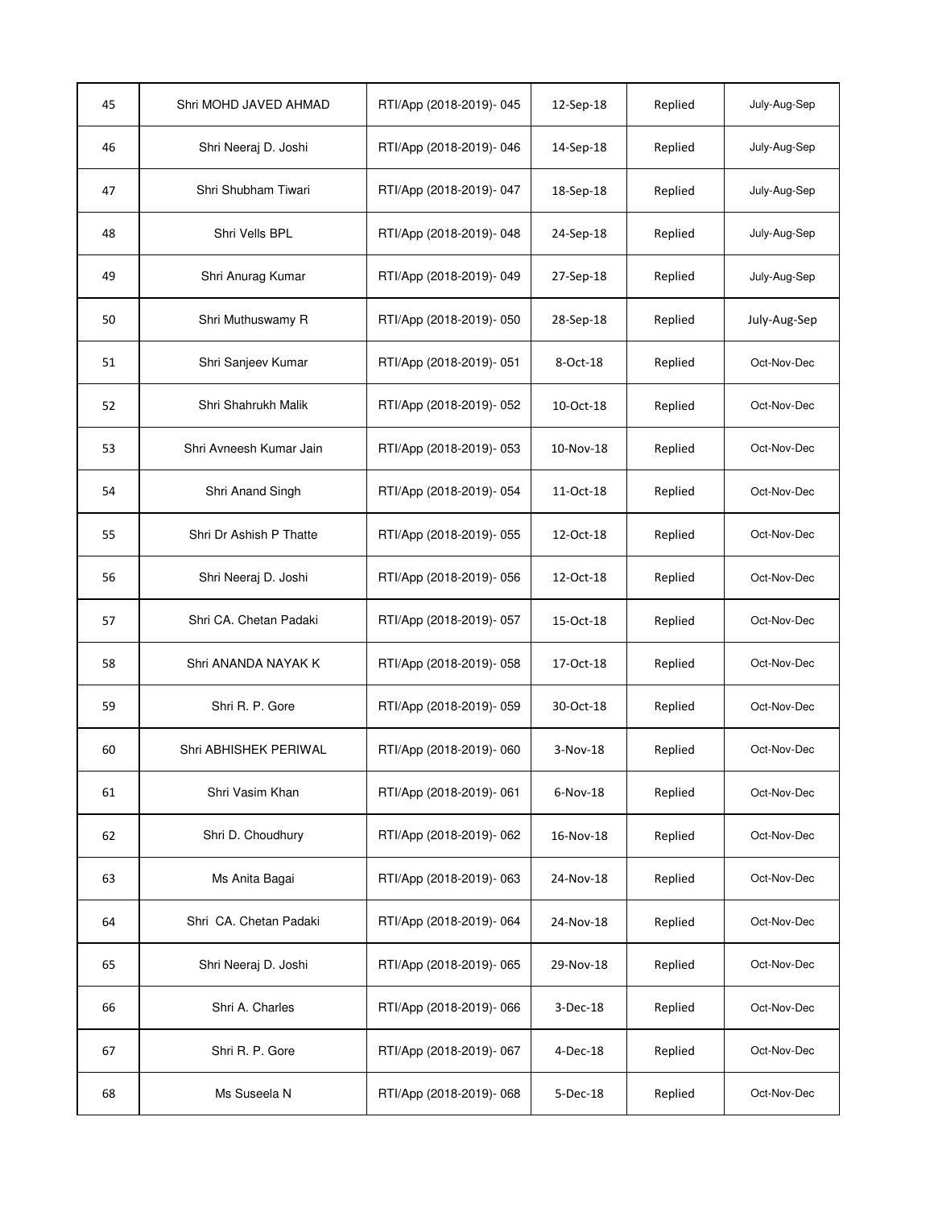| | | | | | |
|---|---|---|---|---|---|
| 45 | Shri MOHD JAVED AHMAD | RTI/App (2018-2019)- 045 | 12-Sep-18 | Replied | July-Aug-Sep |
| 46 | Shri Neeraj D. Joshi | RTI/App (2018-2019)- 046 | 14-Sep-18 | Replied | July-Aug-Sep |
| 47 | Shri Shubham Tiwari | RTI/App (2018-2019)- 047 | 18-Sep-18 | Replied | July-Aug-Sep |
| 48 | Shri Vells BPL | RTI/App (2018-2019)- 048 | 24-Sep-18 | Replied | July-Aug-Sep |
| 49 | Shri Anurag Kumar | RTI/App (2018-2019)- 049 | 27-Sep-18 | Replied | July-Aug-Sep |
| 50 | Shri Muthuswamy R | RTI/App (2018-2019)- 050 | 28-Sep-18 | Replied | July-Aug-Sep |
| 51 | Shri Sanjeev Kumar | RTI/App (2018-2019)- 051 | 8-Oct-18 | Replied | Oct-Nov-Dec |
| 52 | Shri Shahrukh Malik | RTI/App (2018-2019)- 052 | 10-Oct-18 | Replied | Oct-Nov-Dec |
| 53 | Shri Avneesh Kumar Jain | RTI/App (2018-2019)- 053 | 10-Nov-18 | Replied | Oct-Nov-Dec |
| 54 | Shri Anand Singh | RTI/App (2018-2019)- 054 | 11-Oct-18 | Replied | Oct-Nov-Dec |
| 55 | Shri Dr Ashish P Thatte | RTI/App (2018-2019)- 055 | 12-Oct-18 | Replied | Oct-Nov-Dec |
| 56 | Shri Neeraj D. Joshi | RTI/App (2018-2019)- 056 | 12-Oct-18 | Replied | Oct-Nov-Dec |
| 57 | Shri CA. Chetan Padaki | RTI/App (2018-2019)- 057 | 15-Oct-18 | Replied | Oct-Nov-Dec |
| 58 | Shri ANANDA NAYAK K | RTI/App (2018-2019)- 058 | 17-Oct-18 | Replied | Oct-Nov-Dec |
| 59 | Shri R. P. Gore | RTI/App (2018-2019)- 059 | 30-Oct-18 | Replied | Oct-Nov-Dec |
| 60 | Shri ABHISHEK PERIWAL | RTI/App (2018-2019)- 060 | 3-Nov-18 | Replied | Oct-Nov-Dec |
| 61 | Shri Vasim Khan | RTI/App (2018-2019)- 061 | 6-Nov-18 | Replied | Oct-Nov-Dec |
| 62 | Shri D. Choudhury | RTI/App (2018-2019)- 062 | 16-Nov-18 | Replied | Oct-Nov-Dec |
| 63 | Ms Anita Bagai | RTI/App (2018-2019)- 063 | 24-Nov-18 | Replied | Oct-Nov-Dec |
| 64 | Shri CA. Chetan Padaki | RTI/App (2018-2019)- 064 | 24-Nov-18 | Replied | Oct-Nov-Dec |
| 65 | Shri Neeraj D. Joshi | RTI/App (2018-2019)- 065 | 29-Nov-18 | Replied | Oct-Nov-Dec |
| 66 | Shri A. Charles | RTI/App (2018-2019)- 066 | 3-Dec-18 | Replied | Oct-Nov-Dec |
| 67 | Shri R. P. Gore | RTI/App (2018-2019)- 067 | 4-Dec-18 | Replied | Oct-Nov-Dec |
| 68 | Ms Suseela N | RTI/App (2018-2019)- 068 | 5-Dec-18 | Replied | Oct-Nov-Dec |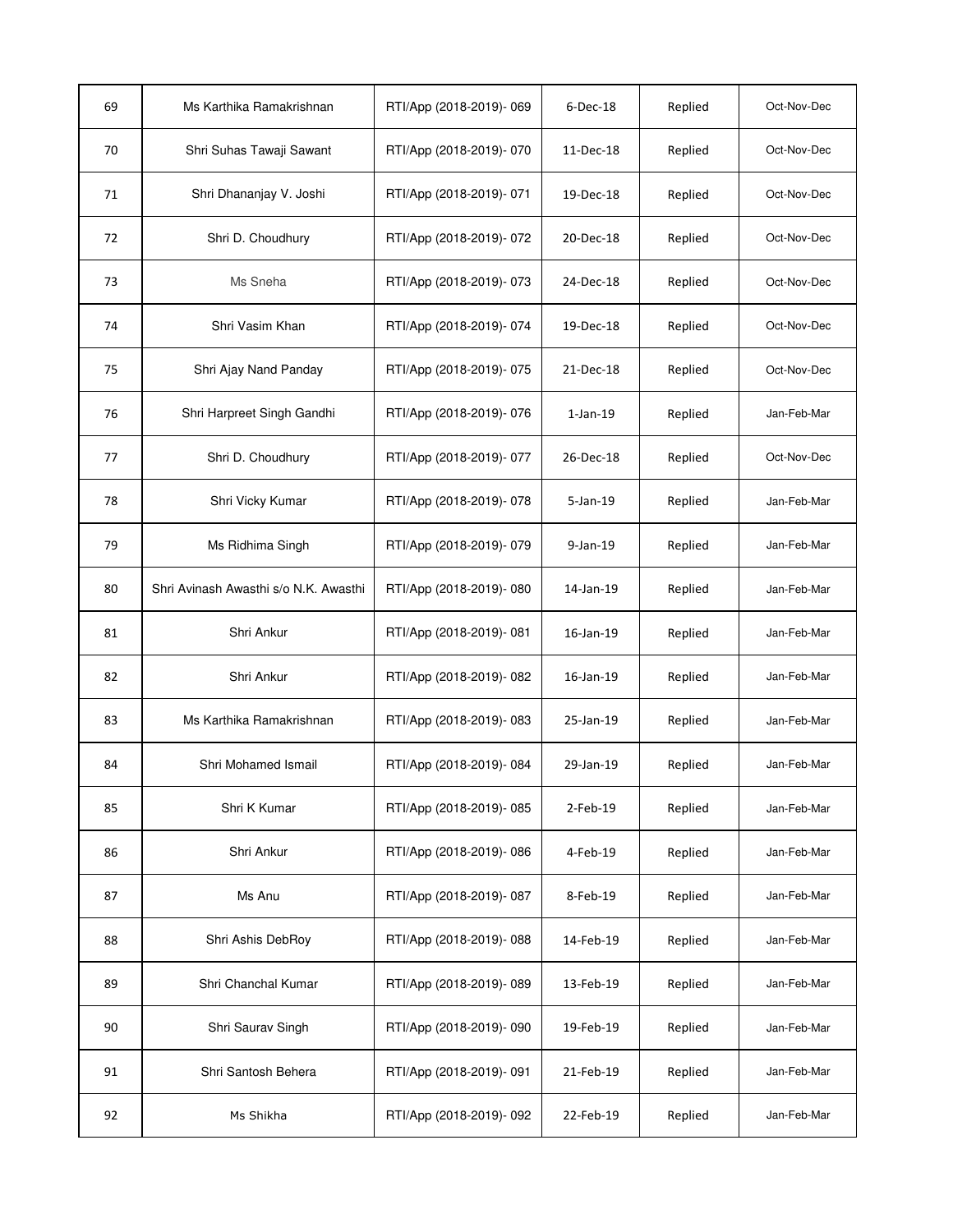| 69 | Ms Karthika Ramakrishnan | RTI/App (2018-2019)- 069 | 6-Dec-18 | Replied | Oct-Nov-Dec |
|---|---|---|---|---|---|
| 70 | Shri Suhas Tawaji Sawant | RTI/App (2018-2019)- 070 | 11-Dec-18 | Replied | Oct-Nov-Dec |
| 71 | Shri Dhananjay V. Joshi | RTI/App (2018-2019)- 071 | 19-Dec-18 | Replied | Oct-Nov-Dec |
| 72 | Shri D. Choudhury | RTI/App (2018-2019)- 072 | 20-Dec-18 | Replied | Oct-Nov-Dec |
| 73 | Ms Sneha | RTI/App (2018-2019)- 073 | 24-Dec-18 | Replied | Oct-Nov-Dec |
| 74 | Shri Vasim Khan | RTI/App (2018-2019)- 074 | 19-Dec-18 | Replied | Oct-Nov-Dec |
| 75 | Shri Ajay Nand Panday | RTI/App (2018-2019)- 075 | 21-Dec-18 | Replied | Oct-Nov-Dec |
| 76 | Shri Harpreet Singh Gandhi | RTI/App (2018-2019)- 076 | 1-Jan-19 | Replied | Jan-Feb-Mar |
| 77 | Shri D. Choudhury | RTI/App (2018-2019)- 077 | 26-Dec-18 | Replied | Oct-Nov-Dec |
| 78 | Shri Vicky Kumar | RTI/App (2018-2019)- 078 | 5-Jan-19 | Replied | Jan-Feb-Mar |
| 79 | Ms Ridhima Singh | RTI/App (2018-2019)- 079 | 9-Jan-19 | Replied | Jan-Feb-Mar |
| 80 | Shri Avinash Awasthi s/o N.K. Awasthi | RTI/App (2018-2019)- 080 | 14-Jan-19 | Replied | Jan-Feb-Mar |
| 81 | Shri Ankur | RTI/App (2018-2019)- 081 | 16-Jan-19 | Replied | Jan-Feb-Mar |
| 82 | Shri Ankur | RTI/App (2018-2019)- 082 | 16-Jan-19 | Replied | Jan-Feb-Mar |
| 83 | Ms Karthika Ramakrishnan | RTI/App (2018-2019)- 083 | 25-Jan-19 | Replied | Jan-Feb-Mar |
| 84 | Shri Mohamed Ismail | RTI/App (2018-2019)- 084 | 29-Jan-19 | Replied | Jan-Feb-Mar |
| 85 | Shri K Kumar | RTI/App (2018-2019)- 085 | 2-Feb-19 | Replied | Jan-Feb-Mar |
| 86 | Shri Ankur | RTI/App (2018-2019)- 086 | 4-Feb-19 | Replied | Jan-Feb-Mar |
| 87 | Ms Anu | RTI/App (2018-2019)- 087 | 8-Feb-19 | Replied | Jan-Feb-Mar |
| 88 | Shri Ashis DebRoy | RTI/App (2018-2019)- 088 | 14-Feb-19 | Replied | Jan-Feb-Mar |
| 89 | Shri Chanchal Kumar | RTI/App (2018-2019)- 089 | 13-Feb-19 | Replied | Jan-Feb-Mar |
| 90 | Shri Saurav Singh | RTI/App (2018-2019)- 090 | 19-Feb-19 | Replied | Jan-Feb-Mar |
| 91 | Shri Santosh Behera | RTI/App (2018-2019)- 091 | 21-Feb-19 | Replied | Jan-Feb-Mar |
| 92 | Ms Shikha | RTI/App (2018-2019)- 092 | 22-Feb-19 | Replied | Jan-Feb-Mar |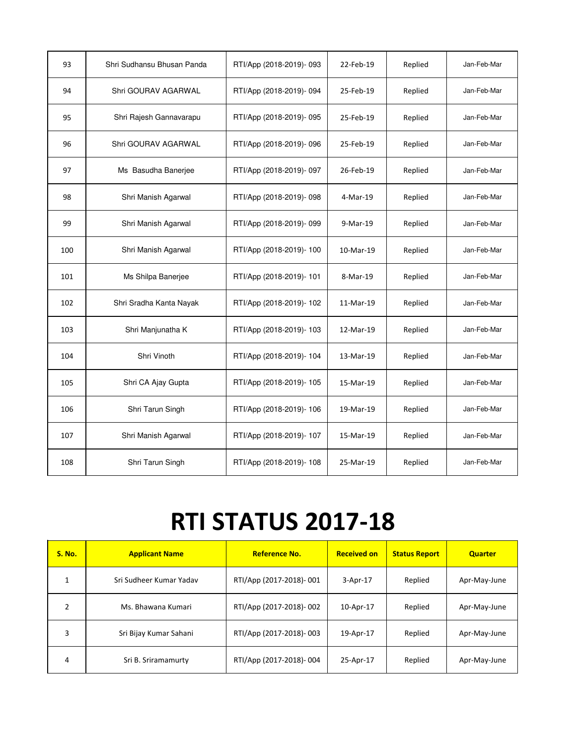| 93 | Shri Sudhansu Bhusan Panda | RTI/App (2018-2019)- 093 | 22-Feb-19 | Replied | Jan-Feb-Mar |
|---|---|---|---|---|---|
| 94 | Shri GOURAV AGARWAL | RTI/App (2018-2019)- 094 | 25-Feb-19 | Replied | Jan-Feb-Mar |
| 95 | Shri Rajesh Gannavarapu | RTI/App (2018-2019)- 095 | 25-Feb-19 | Replied | Jan-Feb-Mar |
| 96 | Shri GOURAV AGARWAL | RTI/App (2018-2019)- 096 | 25-Feb-19 | Replied | Jan-Feb-Mar |
| 97 | Ms Basudha Banerjee | RTI/App (2018-2019)- 097 | 26-Feb-19 | Replied | Jan-Feb-Mar |
| 98 | Shri Manish Agarwal | RTI/App (2018-2019)- 098 | 4-Mar-19 | Replied | Jan-Feb-Mar |
| 99 | Shri Manish Agarwal | RTI/App (2018-2019)- 099 | 9-Mar-19 | Replied | Jan-Feb-Mar |
| 100 | Shri Manish Agarwal | RTI/App (2018-2019)- 100 | 10-Mar-19 | Replied | Jan-Feb-Mar |
| 101 | Ms Shilpa Banerjee | RTI/App (2018-2019)- 101 | 8-Mar-19 | Replied | Jan-Feb-Mar |
| 102 | Shri Sradha Kanta Nayak | RTI/App (2018-2019)- 102 | 11-Mar-19 | Replied | Jan-Feb-Mar |
| 103 | Shri Manjunatha K | RTI/App (2018-2019)- 103 | 12-Mar-19 | Replied | Jan-Feb-Mar |
| 104 | Shri Vinoth | RTI/App (2018-2019)- 104 | 13-Mar-19 | Replied | Jan-Feb-Mar |
| 105 | Shri CA Ajay Gupta | RTI/App (2018-2019)- 105 | 15-Mar-19 | Replied | Jan-Feb-Mar |
| 106 | Shri Tarun Singh | RTI/App (2018-2019)- 106 | 19-Mar-19 | Replied | Jan-Feb-Mar |
| 107 | Shri Manish Agarwal | RTI/App (2018-2019)- 107 | 15-Mar-19 | Replied | Jan-Feb-Mar |
| 108 | Shri Tarun Singh | RTI/App (2018-2019)- 108 | 25-Mar-19 | Replied | Jan-Feb-Mar |

# RTI STATUS 2017-18

| S. No. | Applicant Name | Reference No. | Received on | Status Report | Quarter |
|---|---|---|---|---|---|
| 1 | Sri Sudheer Kumar Yadav | RTI/App (2017-2018)- 001 | 3-Apr-17 | Replied | Apr-May-June |
| 2 | Ms. Bhawana Kumari | RTI/App (2017-2018)- 002 | 10-Apr-17 | Replied | Apr-May-June |
| 3 | Sri Bijay Kumar Sahani | RTI/App (2017-2018)- 003 | 19-Apr-17 | Replied | Apr-May-June |
| 4 | Sri B. Sriramamurty | RTI/App (2017-2018)- 004 | 25-Apr-17 | Replied | Apr-May-June |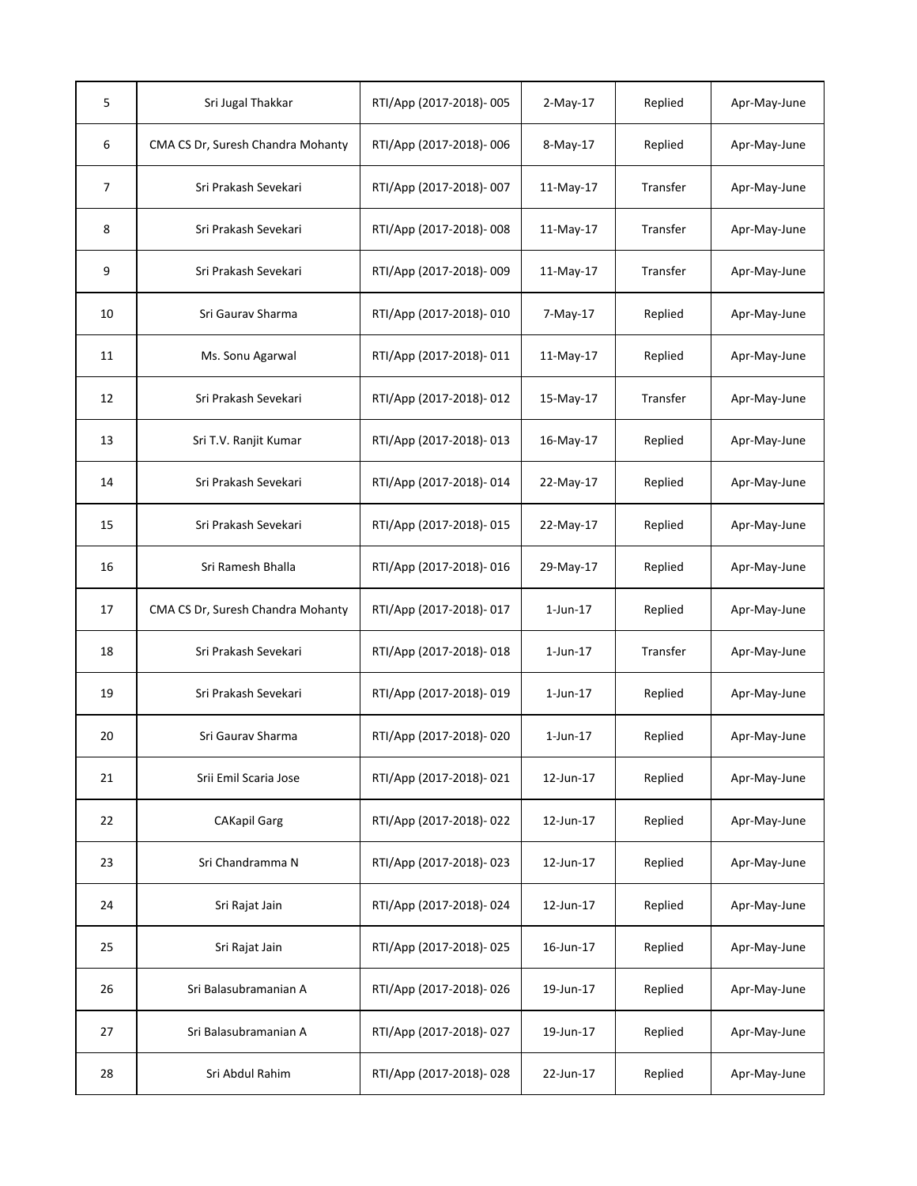| | | | | | |
|---|---|---|---|---|---|
| 5 | Sri Jugal Thakkar | RTI/App (2017-2018)- 005 | 2-May-17 | Replied | Apr-May-June |
| 6 | CMA CS Dr, Suresh Chandra Mohanty | RTI/App (2017-2018)- 006 | 8-May-17 | Replied | Apr-May-June |
| 7 | Sri Prakash Sevekari | RTI/App (2017-2018)- 007 | 11-May-17 | Transfer | Apr-May-June |
| 8 | Sri Prakash Sevekari | RTI/App (2017-2018)- 008 | 11-May-17 | Transfer | Apr-May-June |
| 9 | Sri Prakash Sevekari | RTI/App (2017-2018)- 009 | 11-May-17 | Transfer | Apr-May-June |
| 10 | Sri Gaurav Sharma | RTI/App (2017-2018)- 010 | 7-May-17 | Replied | Apr-May-June |
| 11 | Ms. Sonu Agarwal | RTI/App (2017-2018)- 011 | 11-May-17 | Replied | Apr-May-June |
| 12 | Sri Prakash Sevekari | RTI/App (2017-2018)- 012 | 15-May-17 | Transfer | Apr-May-June |
| 13 | Sri T.V. Ranjit Kumar | RTI/App (2017-2018)- 013 | 16-May-17 | Replied | Apr-May-June |
| 14 | Sri Prakash Sevekari | RTI/App (2017-2018)- 014 | 22-May-17 | Replied | Apr-May-June |
| 15 | Sri Prakash Sevekari | RTI/App (2017-2018)- 015 | 22-May-17 | Replied | Apr-May-June |
| 16 | Sri Ramesh Bhalla | RTI/App (2017-2018)- 016 | 29-May-17 | Replied | Apr-May-June |
| 17 | CMA CS Dr, Suresh Chandra Mohanty | RTI/App (2017-2018)- 017 | 1-Jun-17 | Replied | Apr-May-June |
| 18 | Sri Prakash Sevekari | RTI/App (2017-2018)- 018 | 1-Jun-17 | Transfer | Apr-May-June |
| 19 | Sri Prakash Sevekari | RTI/App (2017-2018)- 019 | 1-Jun-17 | Replied | Apr-May-June |
| 20 | Sri Gaurav Sharma | RTI/App (2017-2018)- 020 | 1-Jun-17 | Replied | Apr-May-June |
| 21 | Srii Emil Scaria Jose | RTI/App (2017-2018)- 021 | 12-Jun-17 | Replied | Apr-May-June |
| 22 | CAKapil Garg | RTI/App (2017-2018)- 022 | 12-Jun-17 | Replied | Apr-May-June |
| 23 | Sri Chandramma N | RTI/App (2017-2018)- 023 | 12-Jun-17 | Replied | Apr-May-June |
| 24 | Sri Rajat Jain | RTI/App (2017-2018)- 024 | 12-Jun-17 | Replied | Apr-May-June |
| 25 | Sri Rajat Jain | RTI/App (2017-2018)- 025 | 16-Jun-17 | Replied | Apr-May-June |
| 26 | Sri Balasubramanian A | RTI/App (2017-2018)- 026 | 19-Jun-17 | Replied | Apr-May-June |
| 27 | Sri Balasubramanian A | RTI/App (2017-2018)- 027 | 19-Jun-17 | Replied | Apr-May-June |
| 28 | Sri Abdul Rahim | RTI/App (2017-2018)- 028 | 22-Jun-17 | Replied | Apr-May-June |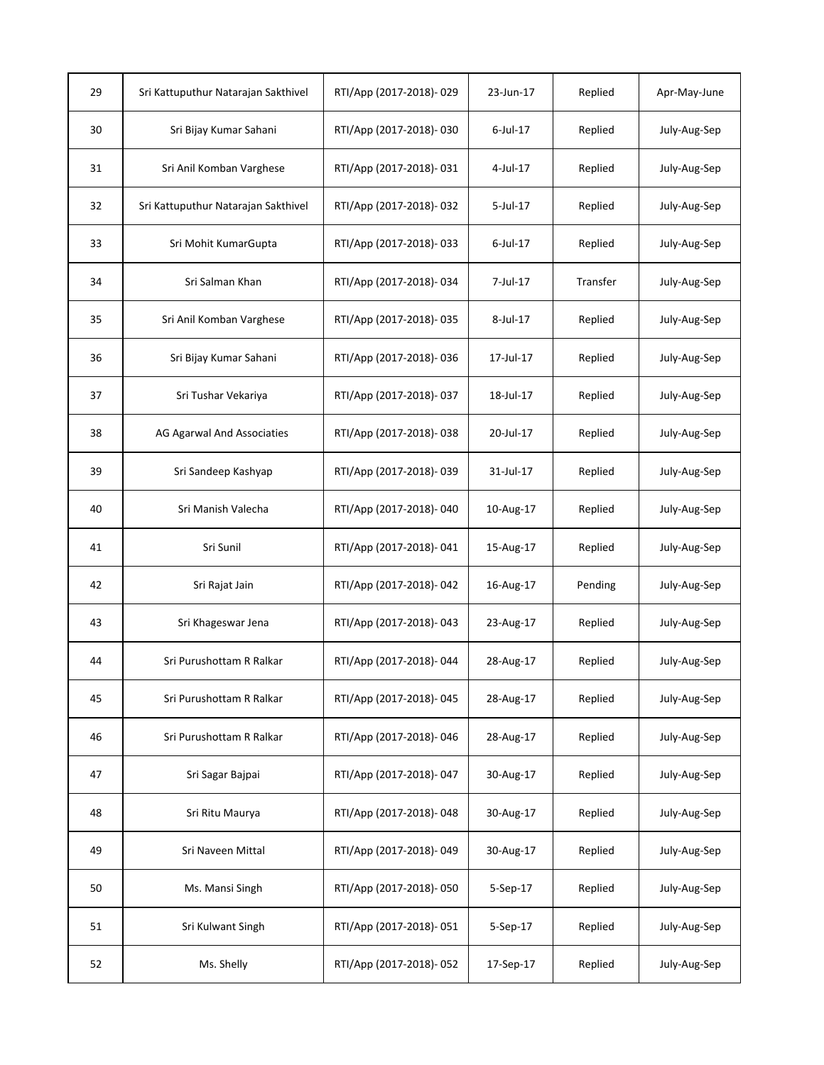| | | | | | |
|---|---|---|---|---|---|
| 29 | Sri Kattuputhur Natarajan Sakthivel | RTI/App (2017-2018)- 029 | 23-Jun-17 | Replied | Apr-May-June |
| 30 | Sri Bijay Kumar Sahani | RTI/App (2017-2018)- 030 | 6-Jul-17 | Replied | July-Aug-Sep |
| 31 | Sri Anil Komban Varghese | RTI/App (2017-2018)- 031 | 4-Jul-17 | Replied | July-Aug-Sep |
| 32 | Sri Kattuputhur Natarajan Sakthivel | RTI/App (2017-2018)- 032 | 5-Jul-17 | Replied | July-Aug-Sep |
| 33 | Sri Mohit KumarGupta | RTI/App (2017-2018)- 033 | 6-Jul-17 | Replied | July-Aug-Sep |
| 34 | Sri Salman Khan | RTI/App (2017-2018)- 034 | 7-Jul-17 | Transfer | July-Aug-Sep |
| 35 | Sri Anil Komban Varghese | RTI/App (2017-2018)- 035 | 8-Jul-17 | Replied | July-Aug-Sep |
| 36 | Sri Bijay Kumar Sahani | RTI/App (2017-2018)- 036 | 17-Jul-17 | Replied | July-Aug-Sep |
| 37 | Sri Tushar Vekariya | RTI/App (2017-2018)- 037 | 18-Jul-17 | Replied | July-Aug-Sep |
| 38 | AG Agarwal And Associties | RTI/App (2017-2018)- 038 | 20-Jul-17 | Replied | July-Aug-Sep |
| 39 | Sri Sandeep Kashyap | RTI/App (2017-2018)- 039 | 31-Jul-17 | Replied | July-Aug-Sep |
| 40 | Sri Manish Valecha | RTI/App (2017-2018)- 040 | 10-Aug-17 | Replied | July-Aug-Sep |
| 41 | Sri Sunil | RTI/App (2017-2018)- 041 | 15-Aug-17 | Replied | July-Aug-Sep |
| 42 | Sri Rajat Jain | RTI/App (2017-2018)- 042 | 16-Aug-17 | Pending | July-Aug-Sep |
| 43 | Sri Khageswar Jena | RTI/App (2017-2018)- 043 | 23-Aug-17 | Replied | July-Aug-Sep |
| 44 | Sri Purushottam R Ralkar | RTI/App (2017-2018)- 044 | 28-Aug-17 | Replied | July-Aug-Sep |
| 45 | Sri Purushottam R Ralkar | RTI/App (2017-2018)- 045 | 28-Aug-17 | Replied | July-Aug-Sep |
| 46 | Sri Purushottam R Ralkar | RTI/App (2017-2018)- 046 | 28-Aug-17 | Replied | July-Aug-Sep |
| 47 | Sri Sagar Bajpai | RTI/App (2017-2018)- 047 | 30-Aug-17 | Replied | July-Aug-Sep |
| 48 | Sri Ritu Maurya | RTI/App (2017-2018)- 048 | 30-Aug-17 | Replied | July-Aug-Sep |
| 49 | Sri Naveen Mittal | RTI/App (2017-2018)- 049 | 30-Aug-17 | Replied | July-Aug-Sep |
| 50 | Ms. Mansi Singh | RTI/App (2017-2018)- 050 | 5-Sep-17 | Replied | July-Aug-Sep |
| 51 | Sri Kulwant Singh | RTI/App (2017-2018)- 051 | 5-Sep-17 | Replied | July-Aug-Sep |
| 52 | Ms. Shelly | RTI/App (2017-2018)- 052 | 17-Sep-17 | Replied | July-Aug-Sep |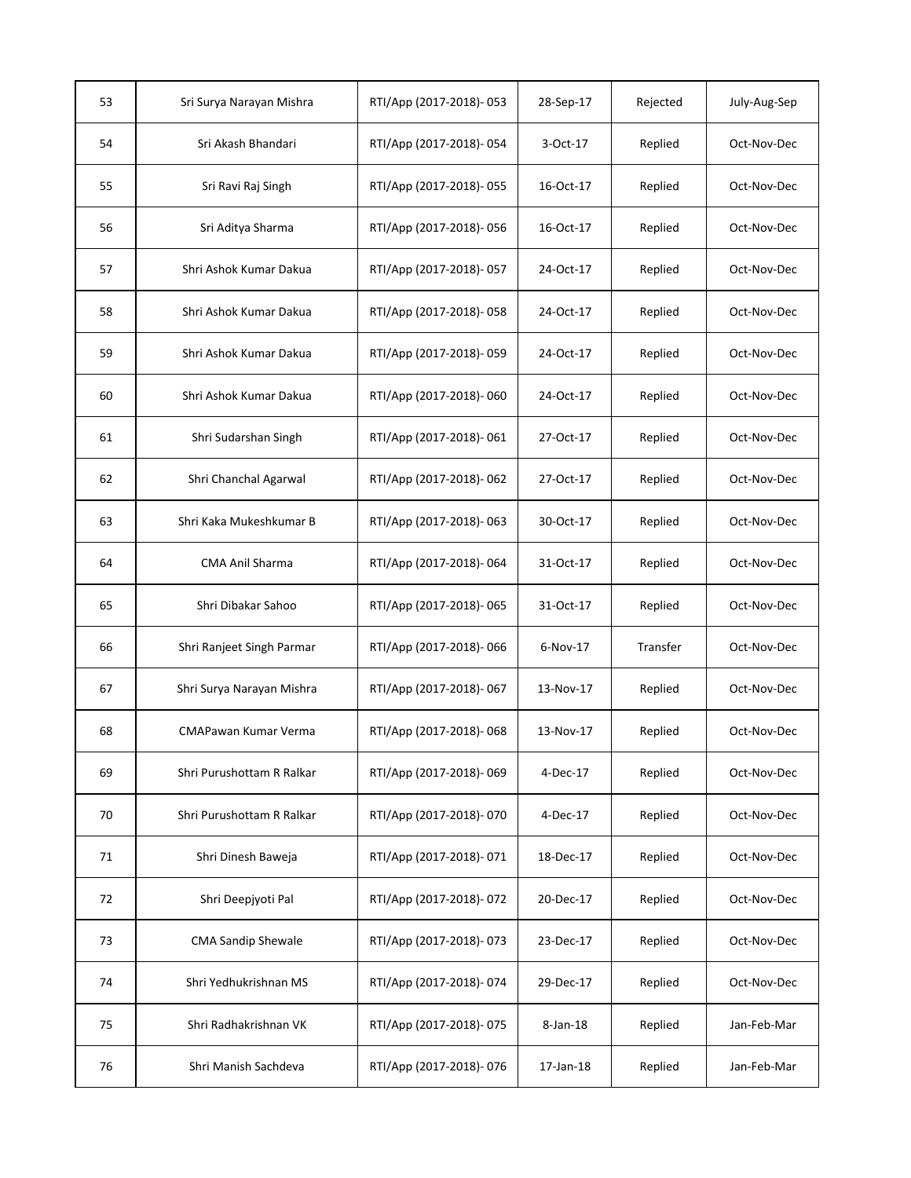| 53 | Sri Surya Narayan Mishra | RTI/App (2017-2018)- 053 | 28-Sep-17 | Rejected | July-Aug-Sep |
|---|---|---|---|---|---|
| 54 | Sri Akash Bhandari | RTI/App (2017-2018)- 054 | 3-Oct-17 | Replied | Oct-Nov-Dec |
| 55 | Sri Ravi Raj Singh | RTI/App (2017-2018)- 055 | 16-Oct-17 | Replied | Oct-Nov-Dec |
| 56 | Sri Aditya Sharma | RTI/App (2017-2018)- 056 | 16-Oct-17 | Replied | Oct-Nov-Dec |
| 57 | Shri Ashok Kumar Dakua | RTI/App (2017-2018)- 057 | 24-Oct-17 | Replied | Oct-Nov-Dec |
| 58 | Shri Ashok Kumar Dakua | RTI/App (2017-2018)- 058 | 24-Oct-17 | Replied | Oct-Nov-Dec |
| 59 | Shri Ashok Kumar Dakua | RTI/App (2017-2018)- 059 | 24-Oct-17 | Replied | Oct-Nov-Dec |
| 60 | Shri Ashok Kumar Dakua | RTI/App (2017-2018)- 060 | 24-Oct-17 | Replied | Oct-Nov-Dec |
| 61 | Shri Sudarshan Singh | RTI/App (2017-2018)- 061 | 27-Oct-17 | Replied | Oct-Nov-Dec |
| 62 | Shri Chanchal Agarwal | RTI/App (2017-2018)- 062 | 27-Oct-17 | Replied | Oct-Nov-Dec |
| 63 | Shri Kaka Mukeshkumar B | RTI/App (2017-2018)- 063 | 30-Oct-17 | Replied | Oct-Nov-Dec |
| 64 | CMA Anil Sharma | RTI/App (2017-2018)- 064 | 31-Oct-17 | Replied | Oct-Nov-Dec |
| 65 | Shri Dibakar Sahoo | RTI/App (2017-2018)- 065 | 31-Oct-17 | Replied | Oct-Nov-Dec |
| 66 | Shri Ranjeet Singh Parmar | RTI/App (2017-2018)- 066 | 6-Nov-17 | Transfer | Oct-Nov-Dec |
| 67 | Shri Surya Narayan Mishra | RTI/App (2017-2018)- 067 | 13-Nov-17 | Replied | Oct-Nov-Dec |
| 68 | CMAPawan Kumar Verma | RTI/App (2017-2018)- 068 | 13-Nov-17 | Replied | Oct-Nov-Dec |
| 69 | Shri Purushottam R Ralkar | RTI/App (2017-2018)- 069 | 4-Dec-17 | Replied | Oct-Nov-Dec |
| 70 | Shri Purushottam R Ralkar | RTI/App (2017-2018)- 070 | 4-Dec-17 | Replied | Oct-Nov-Dec |
| 71 | Shri Dinesh Baweja | RTI/App (2017-2018)- 071 | 18-Dec-17 | Replied | Oct-Nov-Dec |
| 72 | Shri Deepjyoti Pal | RTI/App (2017-2018)- 072 | 20-Dec-17 | Replied | Oct-Nov-Dec |
| 73 | CMA Sandip Shewale | RTI/App (2017-2018)- 073 | 23-Dec-17 | Replied | Oct-Nov-Dec |
| 74 | Shri Yedhukrishnan MS | RTI/App (2017-2018)- 074 | 29-Dec-17 | Replied | Oct-Nov-Dec |
| 75 | Shri Radhakrishnan VK | RTI/App (2017-2018)- 075 | 8-Jan-18 | Replied | Jan-Feb-Mar |
| 76 | Shri Manish Sachdeva | RTI/App (2017-2018)- 076 | 17-Jan-18 | Replied | Jan-Feb-Mar |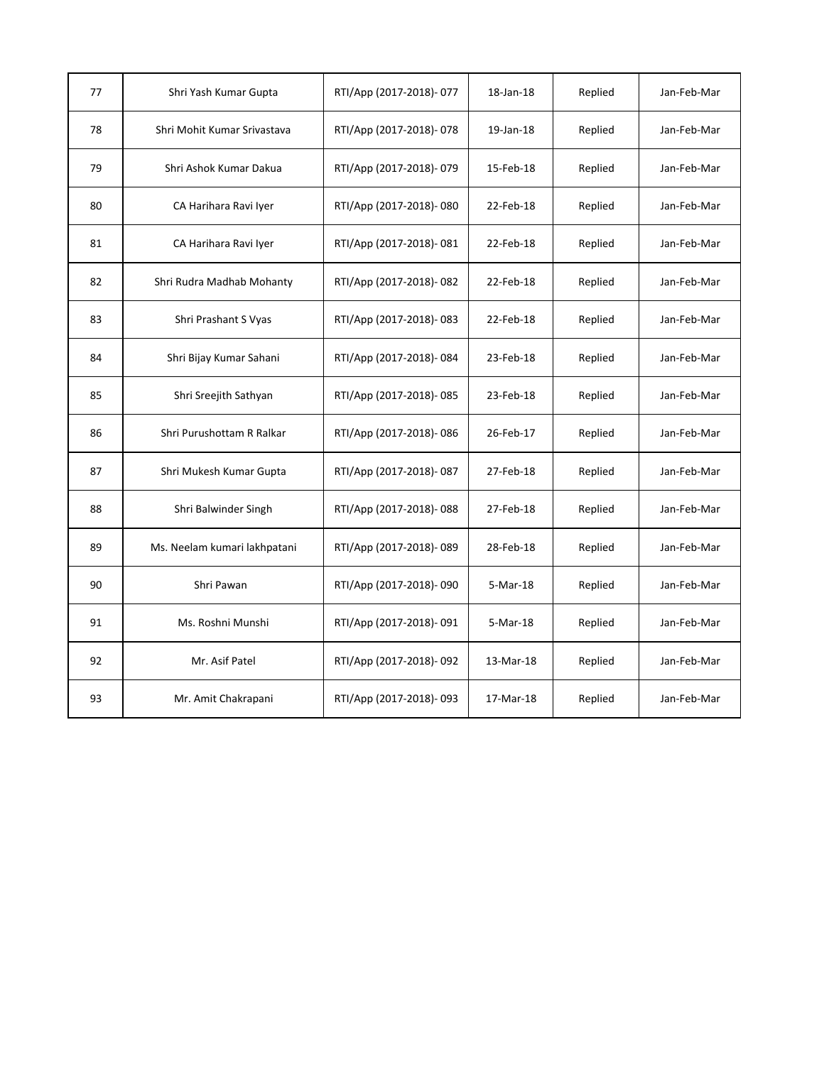| | | | | | |
|---|---|---|---|---|---|
| 77 | Shri Yash Kumar Gupta | RTI/App (2017-2018)- 077 | 18-Jan-18 | Replied | Jan-Feb-Mar |
| 78 | Shri Mohit Kumar Srivastava | RTI/App (2017-2018)- 078 | 19-Jan-18 | Replied | Jan-Feb-Mar |
| 79 | Shri Ashok Kumar Dakua | RTI/App (2017-2018)- 079 | 15-Feb-18 | Replied | Jan-Feb-Mar |
| 80 | CA Harihara Ravi Iyer | RTI/App (2017-2018)- 080 | 22-Feb-18 | Replied | Jan-Feb-Mar |
| 81 | CA Harihara Ravi Iyer | RTI/App (2017-2018)- 081 | 22-Feb-18 | Replied | Jan-Feb-Mar |
| 82 | Shri Rudra Madhab Mohanty | RTI/App (2017-2018)- 082 | 22-Feb-18 | Replied | Jan-Feb-Mar |
| 83 | Shri Prashant S Vyas | RTI/App (2017-2018)- 083 | 22-Feb-18 | Replied | Jan-Feb-Mar |
| 84 | Shri Bijay Kumar Sahani | RTI/App (2017-2018)- 084 | 23-Feb-18 | Replied | Jan-Feb-Mar |
| 85 | Shri Sreejith Sathyan | RTI/App (2017-2018)- 085 | 23-Feb-18 | Replied | Jan-Feb-Mar |
| 86 | Shri Purushottam R Ralkar | RTI/App (2017-2018)- 086 | 26-Feb-17 | Replied | Jan-Feb-Mar |
| 87 | Shri Mukesh Kumar Gupta | RTI/App (2017-2018)- 087 | 27-Feb-18 | Replied | Jan-Feb-Mar |
| 88 | Shri Balwinder Singh | RTI/App (2017-2018)- 088 | 27-Feb-18 | Replied | Jan-Feb-Mar |
| 89 | Ms. Neelam kumari lakhpatani | RTI/App (2017-2018)- 089 | 28-Feb-18 | Replied | Jan-Feb-Mar |
| 90 | Shri Pawan | RTI/App (2017-2018)- 090 | 5-Mar-18 | Replied | Jan-Feb-Mar |
| 91 | Ms. Roshni Munshi | RTI/App (2017-2018)- 091 | 5-Mar-18 | Replied | Jan-Feb-Mar |
| 92 | Mr. Asif Patel | RTI/App (2017-2018)- 092 | 13-Mar-18 | Replied | Jan-Feb-Mar |
| 93 | Mr. Amit Chakrapani | RTI/App (2017-2018)- 093 | 17-Mar-18 | Replied | Jan-Feb-Mar |